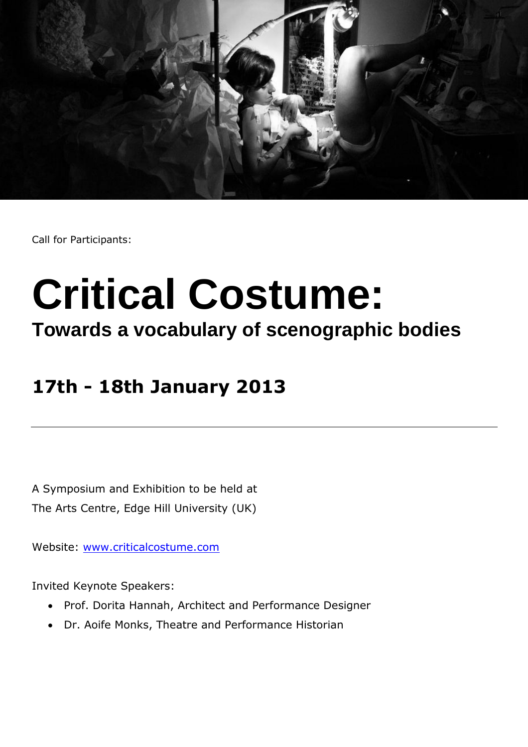Call for Participants:

# Critical Costume:

## Towards a vocabulary of scenographic bodies

## 17th - 18th January 2013

---

A Symposium and Exhibition to be held at
The Arts Centre, Edge Hill University (UK)

Website: [www.criticalcostume.com](http://www.criticalcostume.com)

Invited Keynote Speakers:

- Prof. Dorita Hannah, Architect and Performance Designer
- Dr. Aoife Monks, Theatre and Performance Historian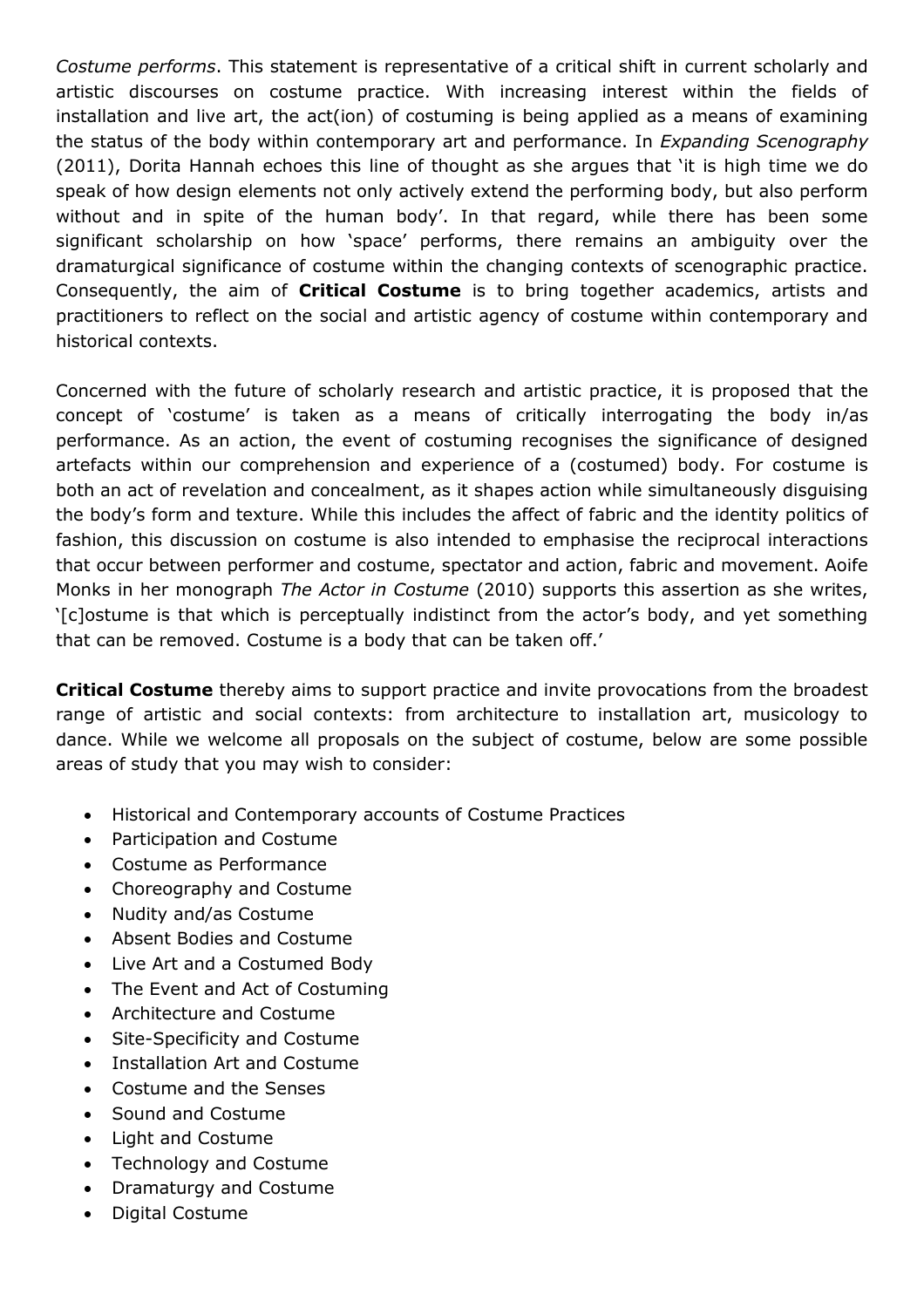*Costume performs*. This statement is representative of a critical shift in current scholarly and artistic discourses on costume practice. With increasing interest within the fields of installation and live art, the act(ion) of costuming is being applied as a means of examining the status of the body within contemporary art and performance. In *Expanding Scenography* (2011), Dorita Hannah echoes this line of thought as she argues that 'it is high time we do speak of how design elements not only actively extend the performing body, but also perform without and in spite of the human body'. In that regard, while there has been some significant scholarship on how 'space' performs, there remains an ambiguity over the dramaturgical significance of costume within the changing contexts of scenographic practice. Consequently, the aim of **Critical Costume** is to bring together academics, artists and practitioners to reflect on the social and artistic agency of costume within contemporary and historical contexts.

Concerned with the future of scholarly research and artistic practice, it is proposed that the concept of 'costume' is taken as a means of critically interrogating the body in/as performance. As an action, the event of costuming recognises the significance of designed artefacts within our comprehension and experience of a (costumed) body. For costume is both an act of revelation and concealment, as it shapes action while simultaneously disguising the body's form and texture. While this includes the affect of fabric and the identity politics of fashion, this discussion on costume is also intended to emphasise the reciprocal interactions that occur between performer and costume, spectator and action, fabric and movement. Aoife Monks in her monograph *The Actor in Costume* (2010) supports this assertion as she writes, '[c]ostume is that which is perceptually indistinct from the actor's body, and yet something that can be removed. Costume is a body that can be taken off.'

**Critical Costume** thereby aims to support practice and invite provocations from the broadest range of artistic and social contexts: from architecture to installation art, musicology to dance. While we welcome all proposals on the subject of costume, below are some possible areas of study that you may wish to consider:

- Historical and Contemporary accounts of Costume Practices
- Participation and Costume
- Costume as Performance
- Choreography and Costume
- Nudity and/as Costume
- Absent Bodies and Costume
- Live Art and a Costumed Body
- The Event and Act of Costuming
- Architecture and Costume
- Site-Specificity and Costume
- Installation Art and Costume
- Costume and the Senses
- Sound and Costume
- Light and Costume
- Technology and Costume
- Dramaturgy and Costume
- Digital Costume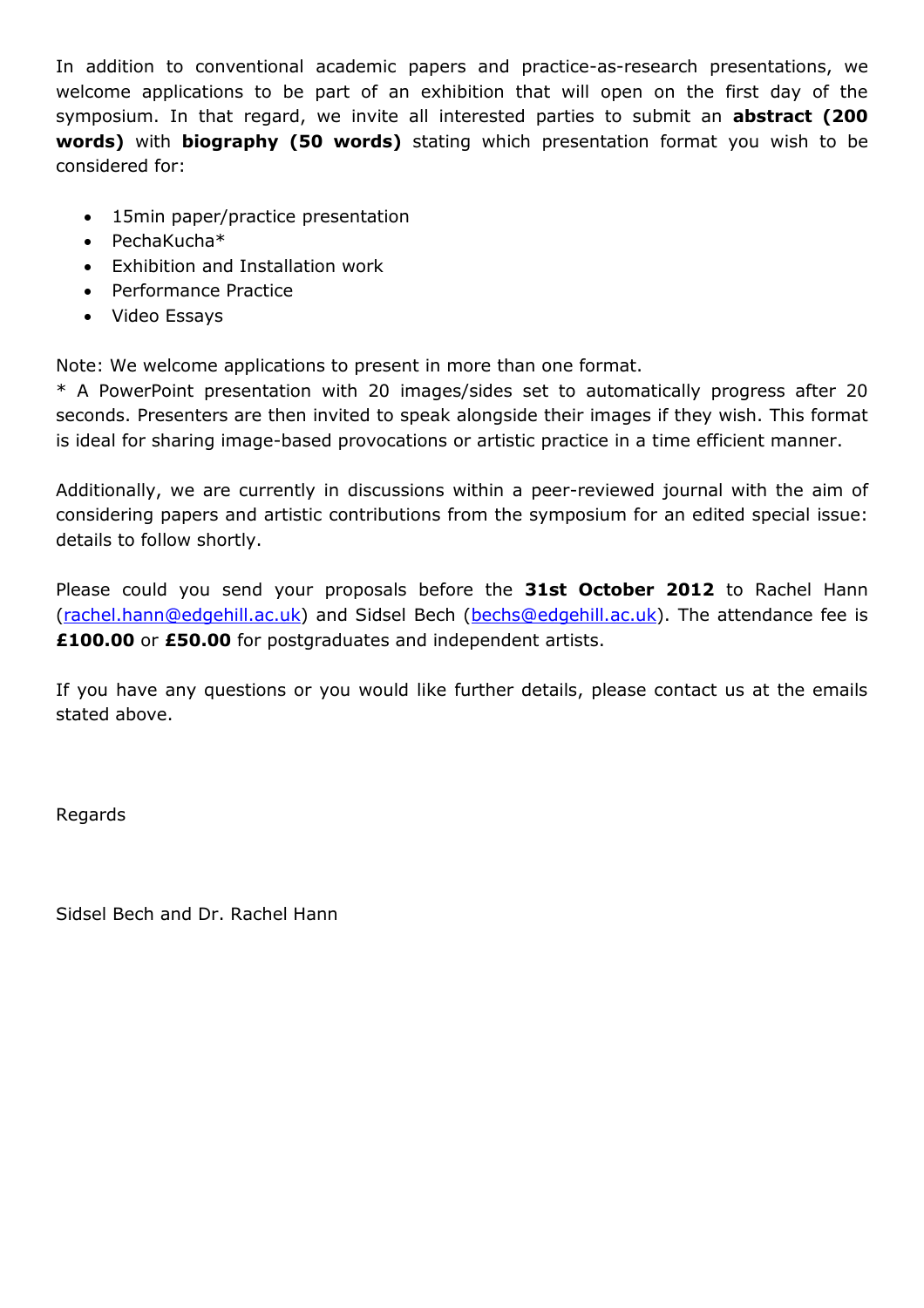In addition to conventional academic papers and practice-as-research presentations, we welcome applications to be part of an exhibition that will open on the first day of the symposium. In that regard, we invite all interested parties to submit an **abstract (200 words)** with **biography (50 words)** stating which presentation format you wish to be considered for:

- 15min paper/practice presentation
- PechaKucha*
- Exhibition and Installation work
- Performance Practice
- Video Essays

Note: We welcome applications to present in more than one format.
* A PowerPoint presentation with 20 images/sides set to automatically progress after 20 seconds. Presenters are then invited to speak alongside their images if they wish. This format is ideal for sharing image-based provocations or artistic practice in a time efficient manner.

Additionally, we are currently in discussions within a peer-reviewed journal with the aim of considering papers and artistic contributions from the symposium for an edited special issue: details to follow shortly.

Please could you send your proposals before the **31st October 2012** to Rachel Hann (rachel.hann@edgehill.ac.uk) and Sidsel Bech (bechs@edgehill.ac.uk). The attendance fee is **£100.00** or **£50.00** for postgraduates and independent artists.

If you have any questions or you would like further details, please contact us at the emails stated above.

Regards

Sidsel Bech and Dr. Rachel Hann